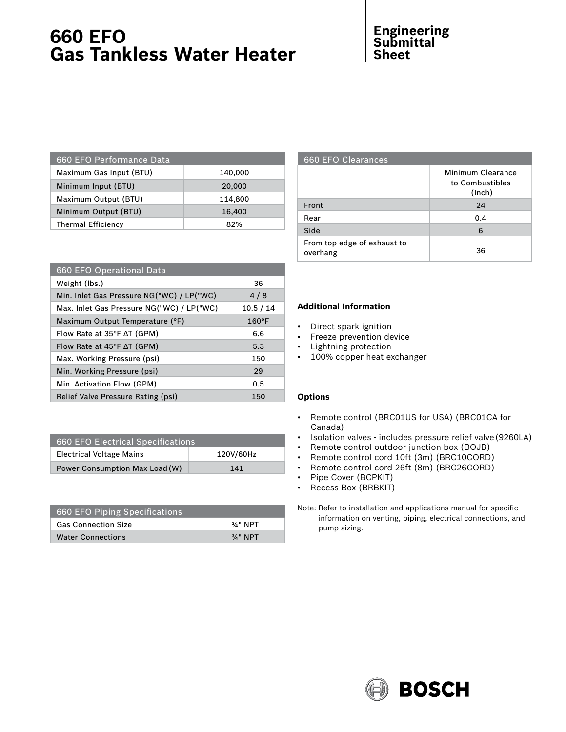# 660 EFO Gas Tankless Water Heater

**Engineering Submittal Sheet**

| 660 EFO Performance Data | |
|---|---|
| Maximum Gas Input (BTU) | 140,000 |
| Minimum Input (BTU) | 20,000 |
| Maximum Output (BTU) | 114,800 |
| Minimum Output (BTU) | 16,400 |
| Thermal Efficiency | 82% |

| 660 EFO Operational Data | |
|---|---|
| Weight (lbs.) | 36 |
| Min. Inlet Gas Pressure NG("WC) / LP("WC) | 4 / 8 |
| Max. Inlet Gas Pressure NG("WC) / LP("WC) | 10.5 / 14 |
| Maximum Output Temperature (°F) | 160°F |
| Flow Rate at 35°F ΔT (GPM) | 6.6 |
| Flow Rate at 45°F ΔT (GPM) | 5.3 |
| Max. Working Pressure (psi) | 150 |
| Min. Working Pressure (psi) | 29 |
| Min. Activation Flow (GPM) | 0.5 |
| Relief Valve Pressure Rating (psi) | 150 |

| 660 EFO Electrical Specifications | |
|---|---|
| Electrical Voltage Mains | 120V/60Hz |
| Power Consumption Max Load (W) | 141 |

| 660 EFO Piping Specifications | |
|---|---|
| Gas Connection Size | ¾" NPT |
| Water Connections | ¾" NPT |

| 660 EFO Clearances | Minimum Clearance to Combustibles (Inch) |
|---|---|
| Front | 24 |
| Rear | 0.4 |
| Side | 6 |
| From top edge of exhaust to overhang | 36 |

### Additional Information

- Direct spark ignition
- Freeze prevention device
- Lightning protection
- 100% copper heat exchanger

### Options

- Remote control (BRC01US for USA) (BRC01CA for Canada)
- Isolation valves - includes pressure relief valve (9260LA)
- Remote control outdoor junction box (BOJB)
- Remote control cord 10ft (3m) (BRC10CORD)
- Remote control cord 26ft (8m) (BRC26CORD)
- Pipe Cover (BCPKIT)
- Recess Box (BRBKIT)

Note: Refer to installation and applications manual for specific information on venting, piping, electrical connections, and pump sizing.

BOSCH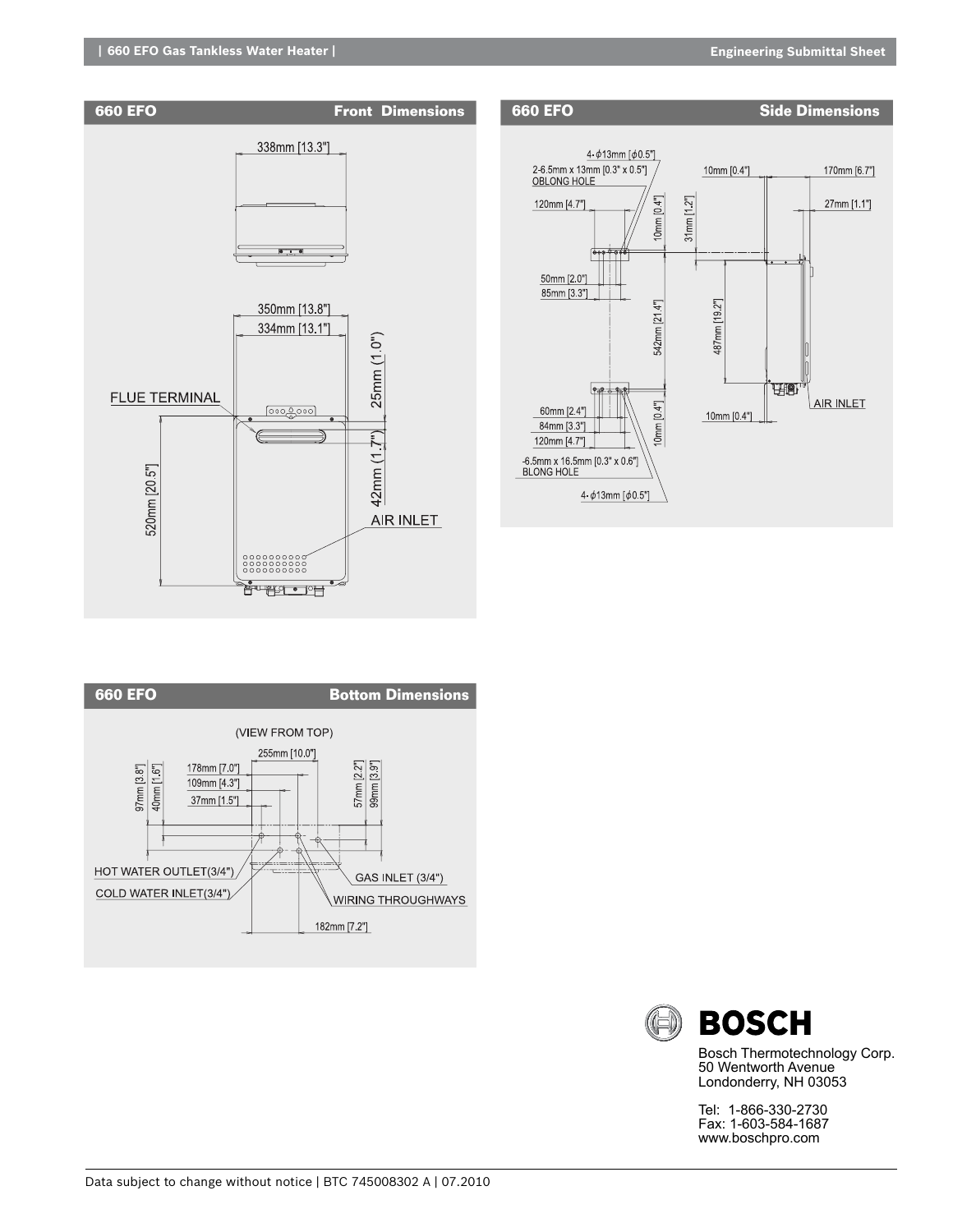## 660 EFO — Front Dimensions

338mm [13.3"]

350mm [13.8"]

334mm [13.1"]

FLUE TERMINAL

25mm (1.0")

42mm (1.7")

520mm [20.5"]

AIR INLET

## 660 EFO — Side Dimensions

4-ϕ13mm [ϕ0.5"]

2-6.5mm x 13mm [0.3" x 0.5"] OBLONG HOLE

120mm [4.7"]

10mm [0.4"]

31mm [1.2"]

50mm [2.0"]

85mm [3.3"]

542mm [21.4"]

487mm [19.2"]

60mm [2.4"]

84mm [3.3"]

120mm [4.7"]

10mm [0.4"]

-6.5mm x 16.5mm [0.3" x 0.6"] BLONG HOLE

4-ϕ13mm [ϕ0.5"]

10mm [0.4"]

170mm [6.7"]

27mm [1.1"]

AIR INLET

10mm [0.4"]

## 660 EFO — Bottom Dimensions

(VIEW FROM TOP)

255mm [10.0"]

178mm [7.0"]

109mm [4.3"]

37mm [1.5"]

97mm [3.8"]

40mm [1.6"]

57mm [2.2"]

99mm [3.9"]

HOT WATER OUTLET(3/4")

COLD WATER INLET(3/4")

GAS INLET (3/4")

WIRING THROUGHWAYS

182mm [7.2"]

**BOSCH**

Bosch Thermotechnology Corp.
50 Wentworth Avenue
Londonderry, NH 03053

Tel: 1-866-330-2730
Fax: 1-603-584-1687
www.boschpro.com

Data subject to change without notice | BTC 745008302 A | 07.2010